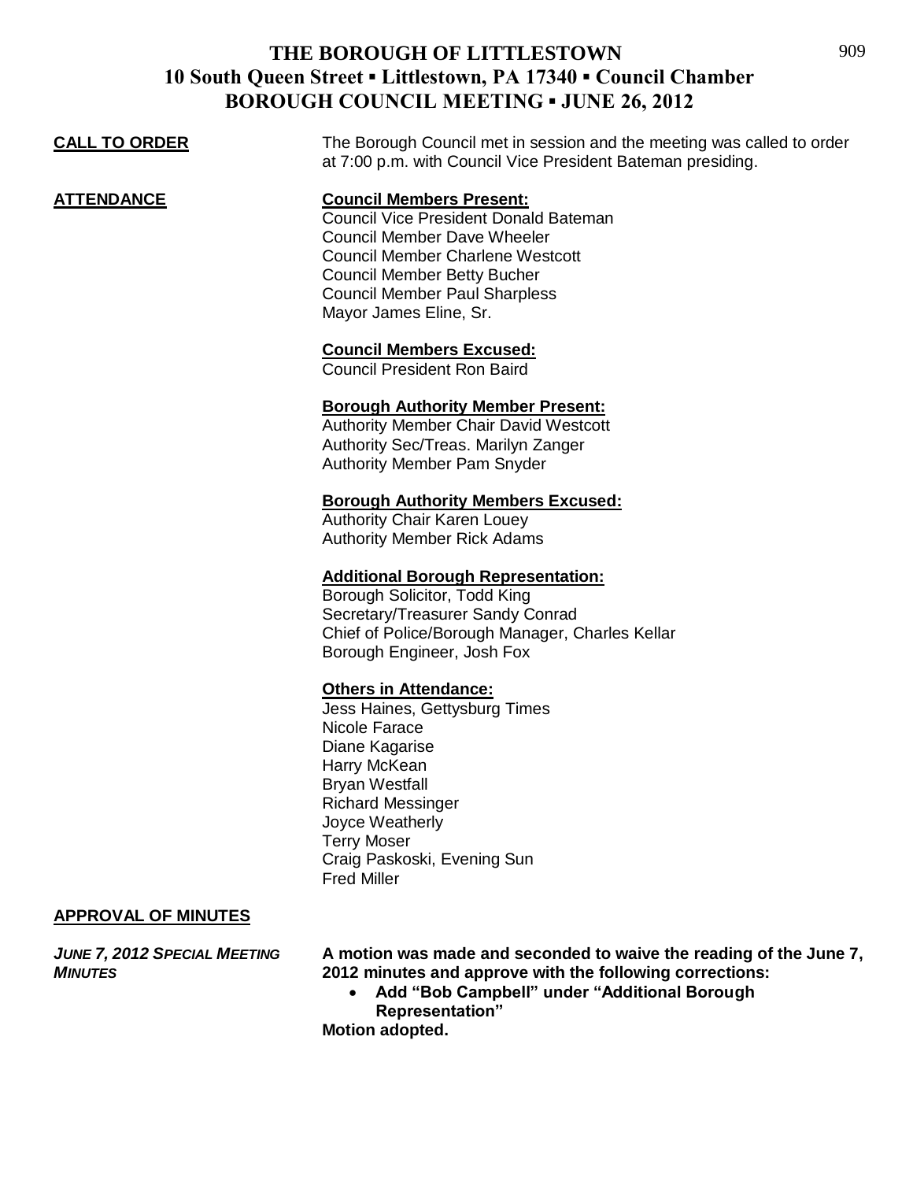# THE BOROUGH OF LITTLESTOWN
## 10 South Queen Street ▪ Littlestown, PA 17340 ▪ Council Chamber
## BOROUGH COUNCIL MEETING ▪ JUNE 26, 2012

**CALL TO ORDER**

The Borough Council met in session and the meeting was called to order at 7:00 p.m. with Council Vice President Bateman presiding.

**ATTENDANCE**

**Council Members Present:**
Council Vice President Donald Bateman
Council Member Dave Wheeler
Council Member Charlene Westcott
Council Member Betty Bucher
Council Member Paul Sharpless
Mayor James Eline, Sr.

**Council Members Excused:**
Council President Ron Baird

**Borough Authority Member Present:**
Authority Member Chair David Westcott
Authority Sec/Treas. Marilyn Zanger
Authority Member Pam Snyder

**Borough Authority Members Excused:**
Authority Chair Karen Louey
Authority Member Rick Adams

**Additional Borough Representation:**
Borough Solicitor, Todd King
Secretary/Treasurer Sandy Conrad
Chief of Police/Borough Manager, Charles Kellar
Borough Engineer, Josh Fox

**Others in Attendance:**
Jess Haines, Gettysburg Times
Nicole Farace
Diane Kagarise
Harry McKean
Bryan Westfall
Richard Messinger
Joyce Weatherly
Terry Moser
Craig Paskoski, Evening Sun
Fred Miller

**APPROVAL OF MINUTES**

*JUNE 7, 2012 SPECIAL MEETING MINUTES*

**A motion was made and seconded to waive the reading of the June 7, 2012 minutes and approve with the following corrections:**

- **Add "Bob Campbell" under "Additional Borough Representation"**

**Motion adopted.**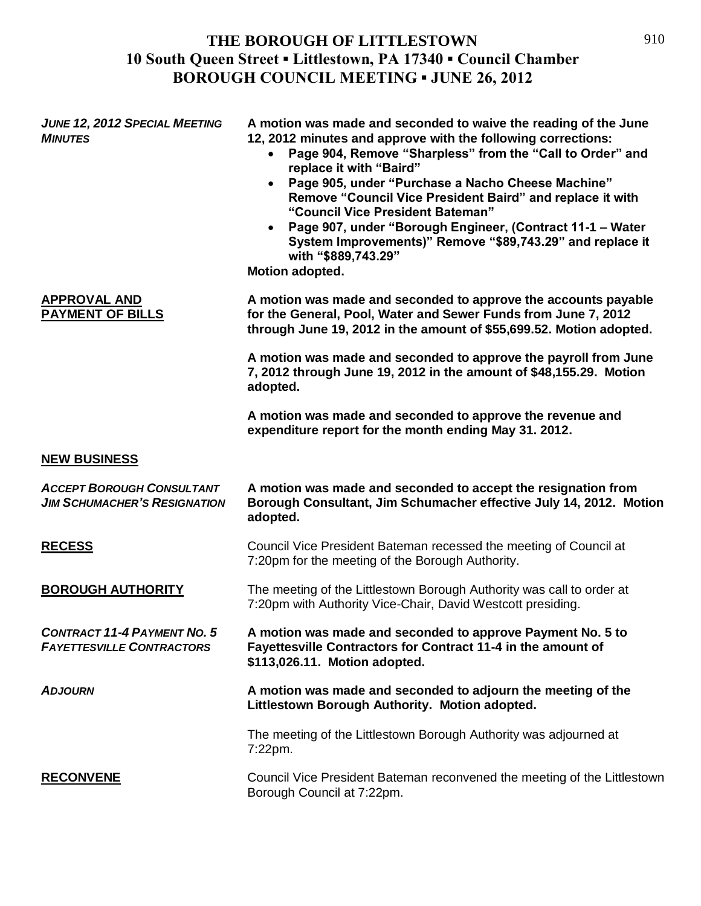**THE BOROUGH OF LITTLESTOWN**
**10 South Queen Street ▪ Littlestown, PA 17340 ▪ Council Chamber**
**BOROUGH COUNCIL MEETING ▪ JUNE 26, 2012**

***JUNE 12, 2012 SPECIAL MEETING MINUTES***

**A motion was made and seconded to waive the reading of the June 12, 2012 minutes and approve with the following corrections:**

- **Page 904, Remove "Sharpless" from the "Call to Order" and replace it with "Baird"**
- **Page 905, under "Purchase a Nacho Cheese Machine" Remove "Council Vice President Baird" and replace it with "Council Vice President Bateman"**
- **Page 907, under "Borough Engineer, (Contract 11-1 – Water System Improvements)" Remove "$89,743.29" and replace it with "$889,743.29"**

**Motion adopted.**

**APPROVAL AND PAYMENT OF BILLS**

**A motion was made and seconded to approve the accounts payable for the General, Pool, Water and Sewer Funds from June 7, 2012 through June 19, 2012 in the amount of $55,699.52. Motion adopted.**

**A motion was made and seconded to approve the payroll from June 7, 2012 through June 19, 2012 in the amount of $48,155.29. Motion adopted.**

**A motion was made and seconded to approve the revenue and expenditure report for the month ending May 31. 2012.**

**NEW BUSINESS**

***ACCEPT BOROUGH CONSULTANT JIM SCHUMACHER'S RESIGNATION***

**A motion was made and seconded to accept the resignation from Borough Consultant, Jim Schumacher effective July 14, 2012. Motion adopted.**

**RECESS**

Council Vice President Bateman recessed the meeting of Council at 7:20pm for the meeting of the Borough Authority.

**BOROUGH AUTHORITY**

The meeting of the Littlestown Borough Authority was call to order at 7:20pm with Authority Vice-Chair, David Westcott presiding.

***CONTRACT 11-4 PAYMENT NO. 5 FAYETTESVILLE CONTRACTORS***

**A motion was made and seconded to approve Payment No. 5 to Fayettesville Contractors for Contract 11-4 in the amount of $113,026.11. Motion adopted.**

***ADJOURN***

**A motion was made and seconded to adjourn the meeting of the Littlestown Borough Authority. Motion adopted.**

The meeting of the Littlestown Borough Authority was adjourned at 7:22pm.

**RECONVENE**

Council Vice President Bateman reconvened the meeting of the Littlestown Borough Council at 7:22pm.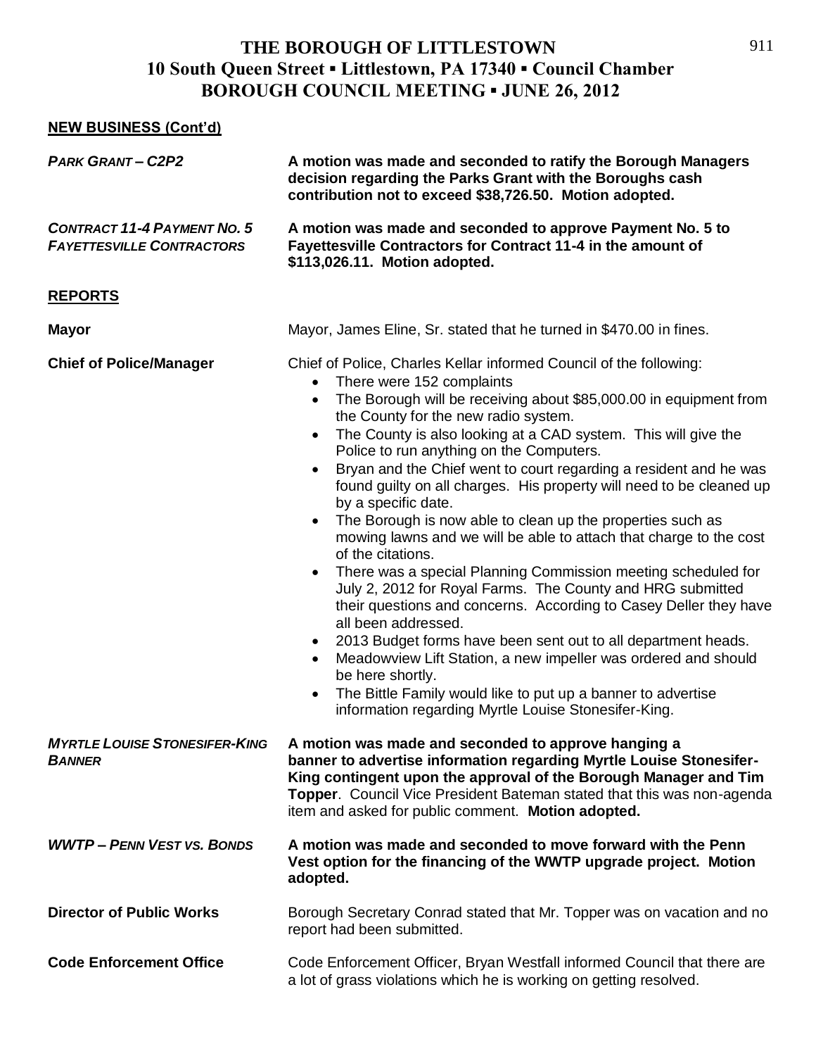# THE BOROUGH OF LITTLESTOWN
## 10 South Queen Street ▪ Littlestown, PA 17340 ▪ Council Chamber
## BOROUGH COUNCIL MEETING ▪ JUNE 26, 2012

**NEW BUSINESS (Cont'd)**

***PARK GRANT – C2P2***

**A motion was made and seconded to ratify the Borough Managers decision regarding the Parks Grant with the Boroughs cash contribution not to exceed $38,726.50. Motion adopted.**

***CONTRACT 11-4 PAYMENT NO. 5 FAYETTESVILLE CONTRACTORS***

**A motion was made and seconded to approve Payment No. 5 to Fayettesville Contractors for Contract 11-4 in the amount of $113,026.11. Motion adopted.**

**REPORTS**

**Mayor**

Mayor, James Eline, Sr. stated that he turned in $470.00 in fines.

**Chief of Police/Manager**

Chief of Police, Charles Kellar informed Council of the following:

- There were 152 complaints
- The Borough will be receiving about $85,000.00 in equipment from the County for the new radio system.
- The County is also looking at a CAD system. This will give the Police to run anything on the Computers.
- Bryan and the Chief went to court regarding a resident and he was found guilty on all charges. His property will need to be cleaned up by a specific date.
- The Borough is now able to clean up the properties such as mowing lawns and we will be able to attach that charge to the cost of the citations.
- There was a special Planning Commission meeting scheduled for July 2, 2012 for Royal Farms. The County and HRG submitted their questions and concerns. According to Casey Deller they have all been addressed.
- 2013 Budget forms have been sent out to all department heads.
- Meadowview Lift Station, a new impeller was ordered and should be here shortly.
- The Bittle Family would like to put up a banner to advertise information regarding Myrtle Louise Stonesifer-King.

***MYRTLE LOUISE STONESIFER-KING BANNER***

**A motion was made and seconded to approve hanging a banner to advertise information regarding Myrtle Louise Stonesifer-King contingent upon the approval of the Borough Manager and Tim Topper**. Council Vice President Bateman stated that this was non-agenda item and asked for public comment. **Motion adopted.**

***WWTP – PENN VEST VS. BONDS***

**A motion was made and seconded to move forward with the Penn Vest option for the financing of the WWTP upgrade project. Motion adopted.**

**Director of Public Works**

Borough Secretary Conrad stated that Mr. Topper was on vacation and no report had been submitted.

**Code Enforcement Office**

Code Enforcement Officer, Bryan Westfall informed Council that there are a lot of grass violations which he is working on getting resolved.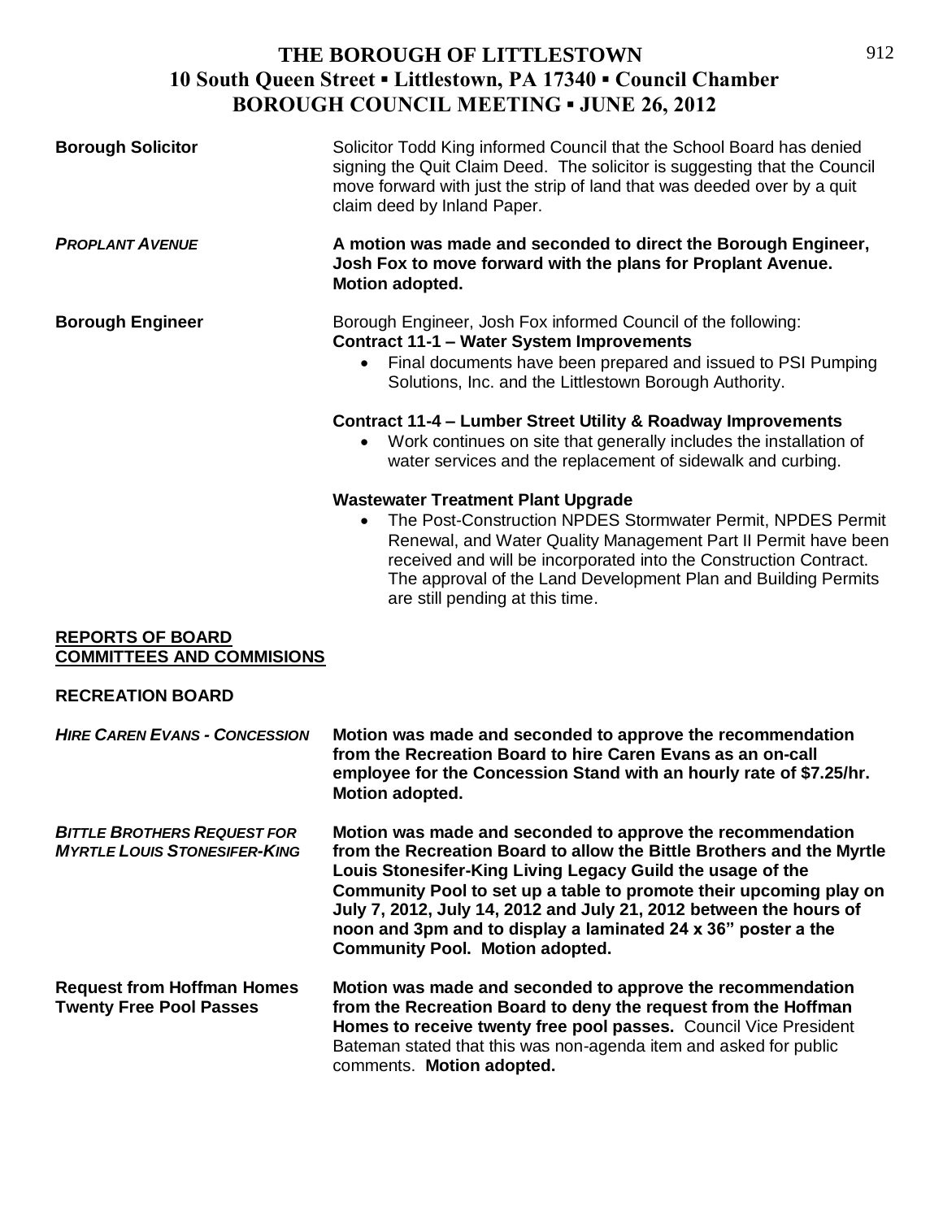# THE BOROUGH OF LITTLESTOWN
## 10 South Queen Street ▪ Littlestown, PA 17340 ▪ Council Chamber
## BOROUGH COUNCIL MEETING ▪ JUNE 26, 2012

**Borough Solicitor** — Solicitor Todd King informed Council that the School Board has denied signing the Quit Claim Deed. The solicitor is suggesting that the Council move forward with just the strip of land that was deeded over by a quit claim deed by Inland Paper.

***PROPLANT AVENUE*** — **A motion was made and seconded to direct the Borough Engineer, Josh Fox to move forward with the plans for Proplant Avenue. Motion adopted.**

**Borough Engineer** — Borough Engineer, Josh Fox informed Council of the following:

**Contract 11-1 – Water System Improvements**

- Final documents have been prepared and issued to PSI Pumping Solutions, Inc. and the Littlestown Borough Authority.

**Contract 11-4 – Lumber Street Utility & Roadway Improvements**

- Work continues on site that generally includes the installation of water services and the replacement of sidewalk and curbing.

**Wastewater Treatment Plant Upgrade**

- The Post-Construction NPDES Stormwater Permit, NPDES Permit Renewal, and Water Quality Management Part II Permit have been received and will be incorporated into the Construction Contract. The approval of the Land Development Plan and Building Permits are still pending at this time.

**REPORTS OF BOARD COMMITTEES AND COMMISIONS**

**RECREATION BOARD**

***HIRE CAREN EVANS - CONCESSION*** — **Motion was made and seconded to approve the recommendation from the Recreation Board to hire Caren Evans as an on-call employee for the Concession Stand with an hourly rate of $7.25/hr. Motion adopted.**

***BITTLE BROTHERS REQUEST FOR MYRTLE LOUIS STONESIFER-KING*** — **Motion was made and seconded to approve the recommendation from the Recreation Board to allow the Bittle Brothers and the Myrtle Louis Stonesifer-King Living Legacy Guild the usage of the Community Pool to set up a table to promote their upcoming play on July 7, 2012, July 14, 2012 and July 21, 2012 between the hours of noon and 3pm and to display a laminated 24 x 36" poster a the Community Pool. Motion adopted.**

**Request from Hoffman Homes Twenty Free Pool Passes** — **Motion was made and seconded to approve the recommendation from the Recreation Board to deny the request from the Hoffman Homes to receive twenty free pool passes.** Council Vice President Bateman stated that this was non-agenda item and asked for public comments. **Motion adopted.**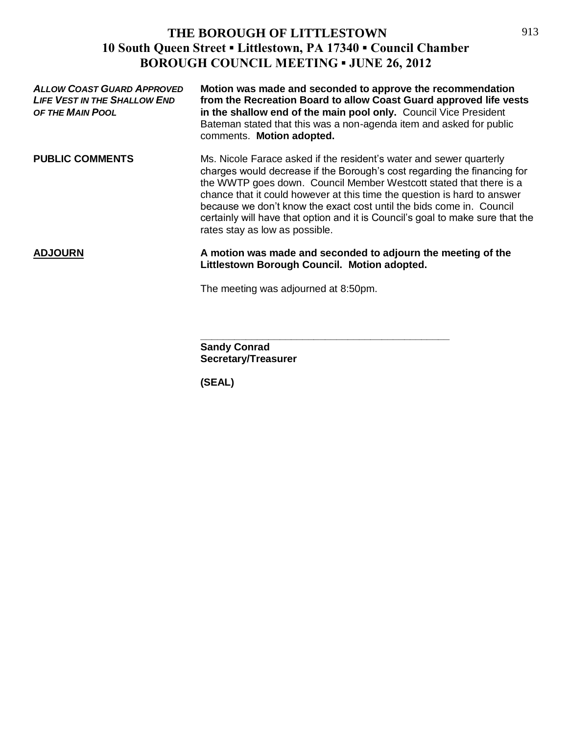**THE BOROUGH OF LITTLESTOWN**
**10 South Queen Street ▪ Littlestown, PA 17340 ▪ Council Chamber**
**BOROUGH COUNCIL MEETING ▪ JUNE 26, 2012**

***ALLOW COAST GUARD APPROVED LIFE VEST IN THE SHALLOW END OF THE MAIN POOL***

**Motion was made and seconded to approve the recommendation from the Recreation Board to allow Coast Guard approved life vests in the shallow end of the main pool only.** Council Vice President Bateman stated that this was a non-agenda item and asked for public comments. **Motion adopted.**

**PUBLIC COMMENTS**

Ms. Nicole Farace asked if the resident's water and sewer quarterly charges would decrease if the Borough's cost regarding the financing for the WWTP goes down. Council Member Westcott stated that there is a chance that it could however at this time the question is hard to answer because we don't know the exact cost until the bids come in. Council certainly will have that option and it is Council's goal to make sure that the rates stay as low as possible.

**ADJOURN**

**A motion was made and seconded to adjourn the meeting of the Littlestown Borough Council. Motion adopted.**

The meeting was adjourned at 8:50pm.

\_\_\_\_\_\_\_\_\_\_\_\_\_\_\_\_\_\_\_\_\_\_\_\_\_\_\_\_\_\_\_\_\_\_\_\_\_\_\_\_\_\_\_\_

**Sandy Conrad**
**Secretary/Treasurer**

**(SEAL)**